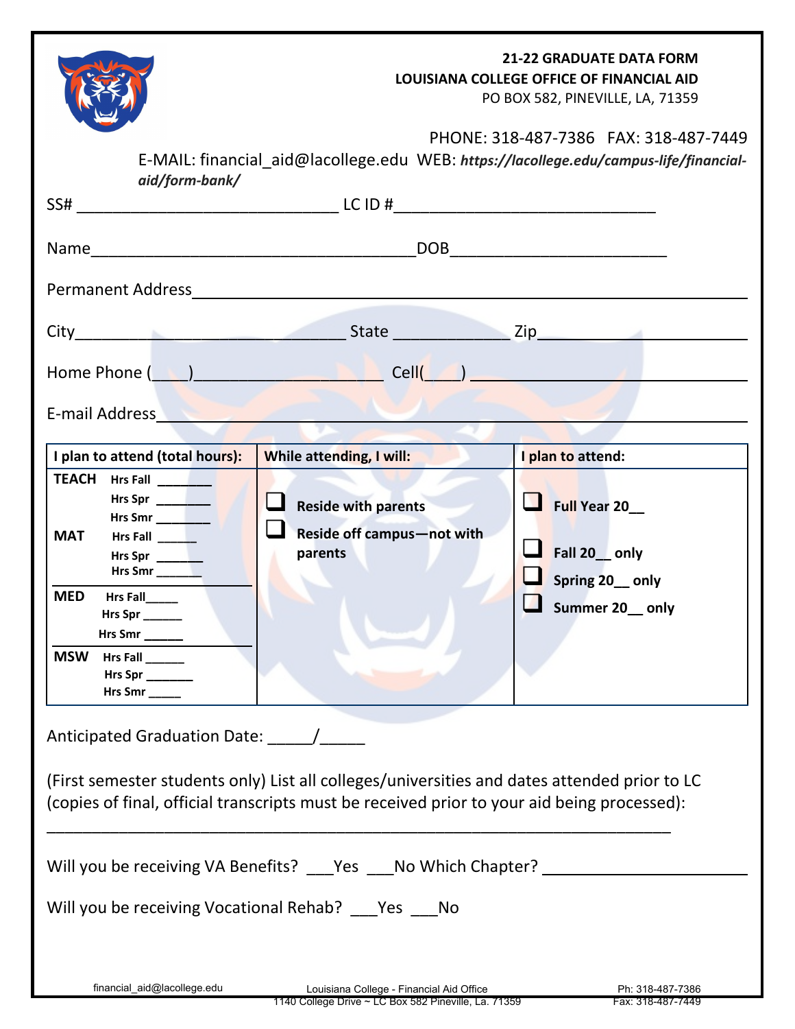**21-22 GRADUATE DATA FORM**
**LOUISIANA COLLEGE OFFICE OF FINANCIAL AID**
PO BOX 582, PINEVILLE, LA, 71359

PHONE: 318-487-7386 FAX: 318-487-7449
E-MAIL: financial_aid@lacollege.edu WEB: ***https://lacollege.edu/campus-life/financial-aid/form-bank/***

SS# ______________________________ LC ID #______________________________

Name____________________________________DOB_________________________

Permanent Address_____________________________________________________________

City______________________________ State ____________ Zip______________________

Home Phone (____)____________________ Cell(____) ______________________________

E-mail Address______________________________________________________________

| I plan to attend (total hours): | While attending, I will: | I plan to attend: |
|---|---|---|
| **TEACH** Hrs Fall _______ Hrs Spr _______ Hrs Smr _______<br>**MAT** Hrs Fall _____ Hrs Spr ______ Hrs Smr ______<br>**MED** Hrs Fall_____ Hrs Spr ______ Hrs Smr ______<br>**MSW** Hrs Fall ______ Hrs Spr _______ Hrs Smr _____ | ❑ **Reside with parents**<br>❑ **Reside off campus—not with parents** | ❑ **Full Year 20__**<br>❑ **Fall 20__ only**<br>❑ **Spring 20__ only**<br>❑ **Summer 20__ only** |

Anticipated Graduation Date: _____/_____

(First semester students only) List all colleges/universities and dates attended prior to LC (copies of final, official transcripts must be received prior to your aid being processed):

_________________________________________________________________________

Will you be receiving VA Benefits? ___Yes ___No Which Chapter? ______________________

Will you be receiving Vocational Rehab? ___Yes ___No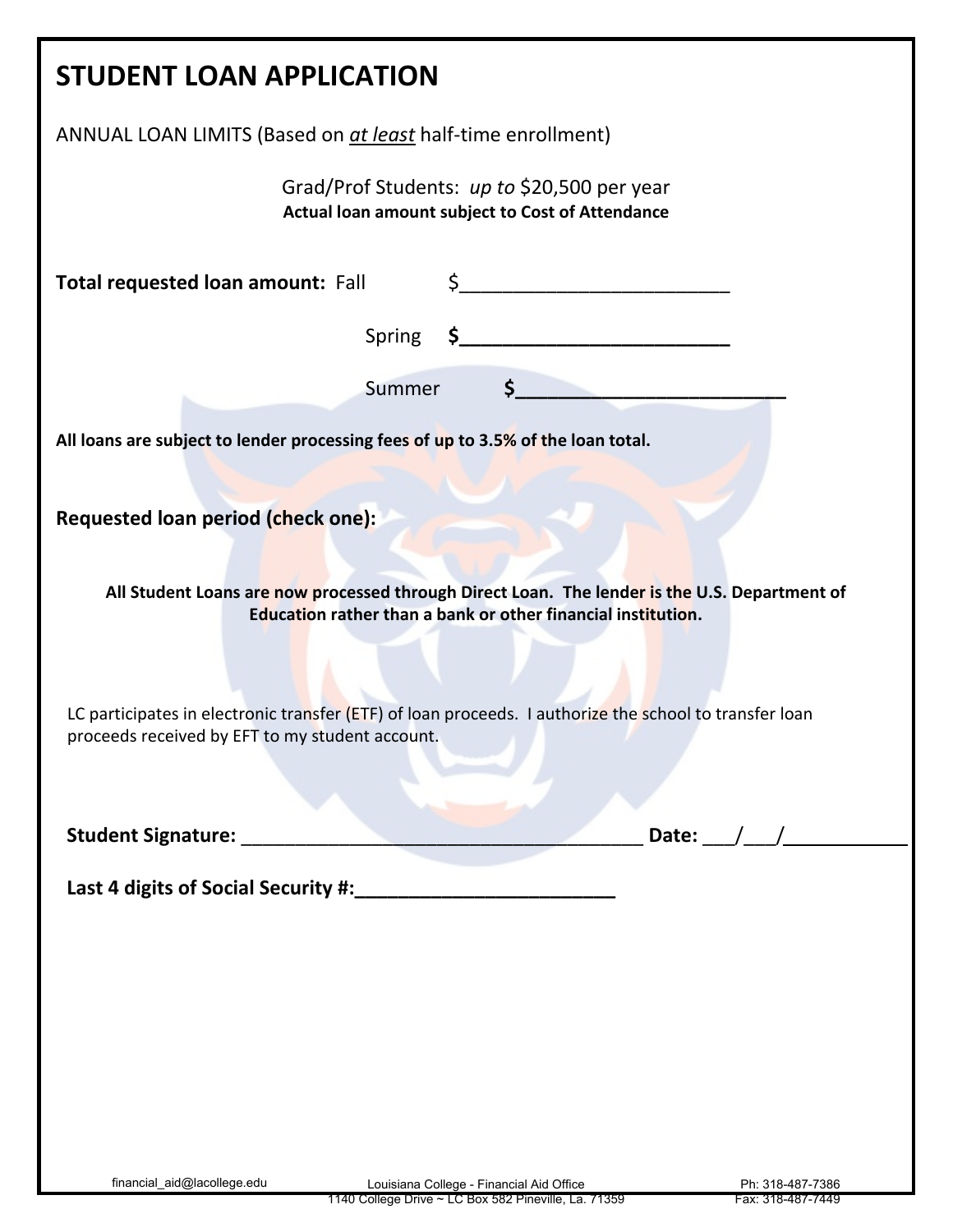# STUDENT LOAN APPLICATION

ANNUAL LOAN LIMITS (Based on *at least* half-time enrollment)

Grad/Prof Students: *up to* $20,500 per year

**Actual loan amount subject to Cost of Attendance**

**Total requested loan amount:** Fall $_________________________

Spring **$_________________________**

Summer **$_________________________**

**All loans are subject to lender processing fees of up to 3.5% of the loan total.**

**Requested loan period (check one):**

**All Student Loans are now processed through Direct Loan. The lender is the U.S. Department of Education rather than a bank or other financial institution.**

LC participates in electronic transfer (ETF) of loan proceeds. I authorize the school to transfer loan proceeds received by EFT to my student account.

**Student Signature:** _______________________________________ **Date:** ___/___/___________

**Last 4 digits of Social Security #:________________________**

financial_aid@lacollege.edu

Louisiana College - Financial Aid Office
1140 College Drive ~ LC Box 582 Pineville, La. 71359

Ph: 318-487-7386
Fax: 318-487-7449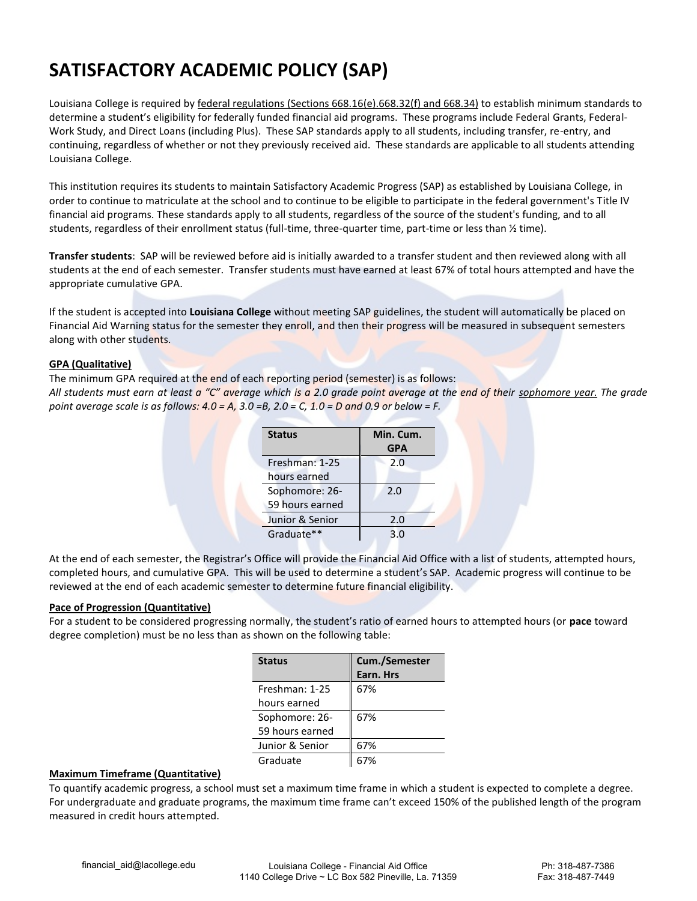# SATISFACTORY ACADEMIC POLICY (SAP)

Louisiana College is required by federal regulations (Sections 668.16(e).668.32(f) and 668.34) to establish minimum standards to determine a student's eligibility for federally funded financial aid programs. These programs include Federal Grants, Federal-Work Study, and Direct Loans (including Plus). These SAP standards apply to all students, including transfer, re-entry, and continuing, regardless of whether or not they previously received aid. These standards are applicable to all students attending Louisiana College.

This institution requires its students to maintain Satisfactory Academic Progress (SAP) as established by Louisiana College, in order to continue to matriculate at the school and to continue to be eligible to participate in the federal government's Title IV financial aid programs. These standards apply to all students, regardless of the source of the student's funding, and to all students, regardless of their enrollment status (full-time, three-quarter time, part-time or less than ½ time).

**Transfer students**: SAP will be reviewed before aid is initially awarded to a transfer student and then reviewed along with all students at the end of each semester. Transfer students must have earned at least 67% of total hours attempted and have the appropriate cumulative GPA.

If the student is accepted into **Louisiana College** without meeting SAP guidelines, the student will automatically be placed on Financial Aid Warning status for the semester they enroll, and then their progress will be measured in subsequent semesters along with other students.

**GPA (Qualitative)**

The minimum GPA required at the end of each reporting period (semester) is as follows:
*All students must earn at least a "C" average which is a 2.0 grade point average at the end of their sophomore year. The grade point average scale is as follows: 4.0 = A, 3.0 =B, 2.0 = C, 1.0 = D and 0.9 or below = F.*

| Status | Min. Cum. GPA |
|---|---|
| Freshman: 1-25 hours earned | 2.0 |
| Sophomore: 26-59 hours earned | 2.0 |
| Junior & Senior | 2.0 |
| Graduate** | 3.0 |

At the end of each semester, the Registrar's Office will provide the Financial Aid Office with a list of students, attempted hours, completed hours, and cumulative GPA. This will be used to determine a student's SAP. Academic progress will continue to be reviewed at the end of each academic semester to determine future financial eligibility.

**Pace of Progression (Quantitative)**

For a student to be considered progressing normally, the student's ratio of earned hours to attempted hours (or **pace** toward degree completion) must be no less than as shown on the following table:

| Status | Cum./Semester Earn. Hrs |
|---|---|
| Freshman: 1-25 hours earned | 67% |
| Sophomore: 26-59 hours earned | 67% |
| Junior & Senior | 67% |
| Graduate | 67% |

**Maximum Timeframe (Quantitative)**

To quantify academic progress, a school must set a maximum time frame in which a student is expected to complete a degree. For undergraduate and graduate programs, the maximum time frame can't exceed 150% of the published length of the program measured in credit hours attempted.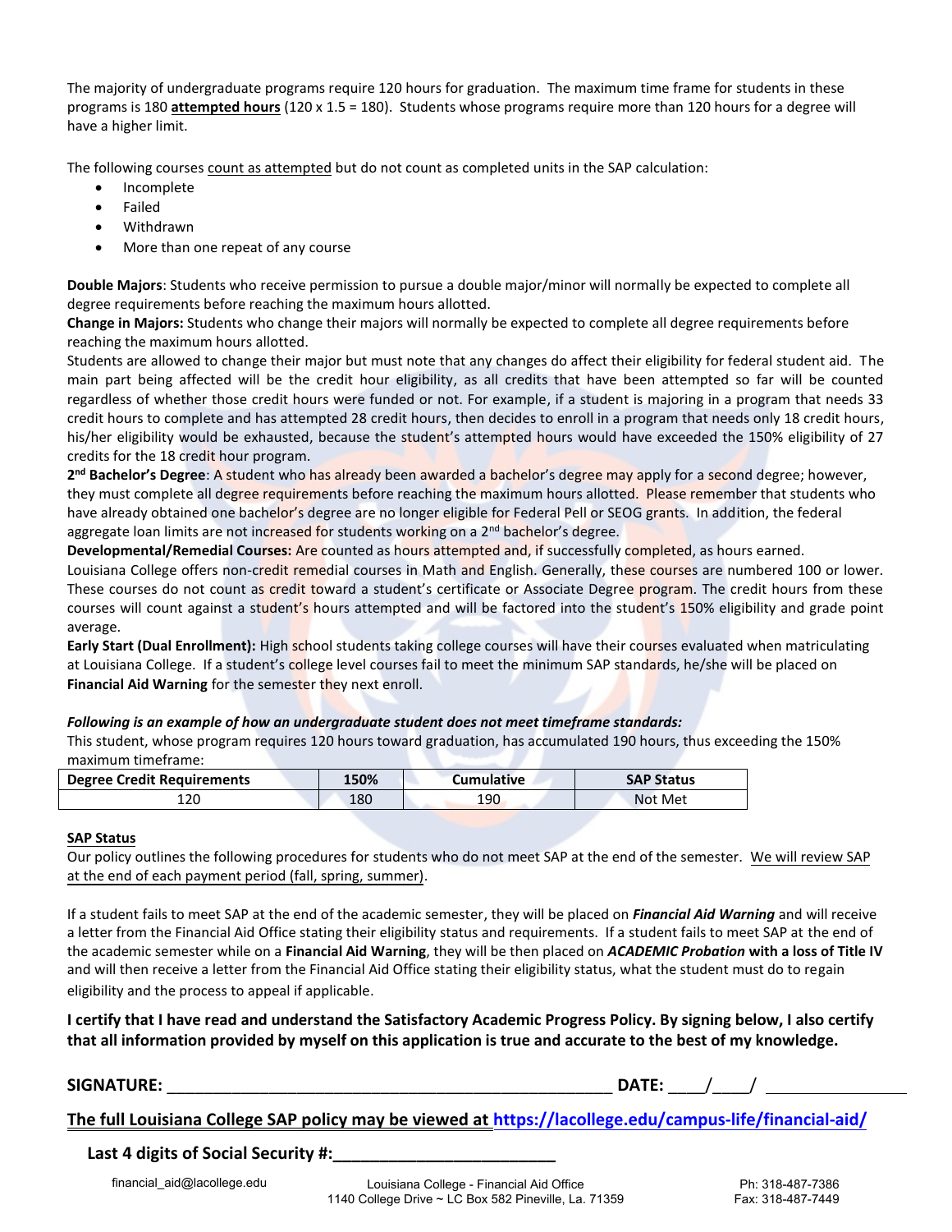The majority of undergraduate programs require 120 hours for graduation. The maximum time frame for students in these programs is 180 **attempted hours** (120 x 1.5 = 180). Students whose programs require more than 120 hours for a degree will have a higher limit.

The following courses count as attempted but do not count as completed units in the SAP calculation:

- Incomplete
- Failed
- Withdrawn
- More than one repeat of any course

**Double Majors**: Students who receive permission to pursue a double major/minor will normally be expected to complete all degree requirements before reaching the maximum hours allotted.

**Change in Majors:** Students who change their majors will normally be expected to complete all degree requirements before reaching the maximum hours allotted.

Students are allowed to change their major but must note that any changes do affect their eligibility for federal student aid. The main part being affected will be the credit hour eligibility, as all credits that have been attempted so far will be counted regardless of whether those credit hours were funded or not. For example, if a student is majoring in a program that needs 33 credit hours to complete and has attempted 28 credit hours, then decides to enroll in a program that needs only 18 credit hours, his/her eligibility would be exhausted, because the student's attempted hours would have exceeded the 150% eligibility of 27 credits for the 18 credit hour program.

**2nd Bachelor's Degree**: A student who has already been awarded a bachelor's degree may apply for a second degree; however, they must complete all degree requirements before reaching the maximum hours allotted. Please remember that students who have already obtained one bachelor's degree are no longer eligible for Federal Pell or SEOG grants. In addition, the federal aggregate loan limits are not increased for students working on a 2nd bachelor's degree.

**Developmental/Remedial Courses:** Are counted as hours attempted and, if successfully completed, as hours earned. Louisiana College offers non-credit remedial courses in Math and English. Generally, these courses are numbered 100 or lower. These courses do not count as credit toward a student's certificate or Associate Degree program. The credit hours from these courses will count against a student's hours attempted and will be factored into the student's 150% eligibility and grade point average.

**Early Start (Dual Enrollment):** High school students taking college courses will have their courses evaluated when matriculating at Louisiana College. If a student's college level courses fail to meet the minimum SAP standards, he/she will be placed on **Financial Aid Warning** for the semester they next enroll.

***Following is an example of how an undergraduate student does not meet timeframe standards:***

This student, whose program requires 120 hours toward graduation, has accumulated 190 hours, thus exceeding the 150% maximum timeframe:

| Degree Credit Requirements | 150% | Cumulative | SAP Status |
|---|---|---|---|
| 120 | 180 | 190 | Not Met |

**SAP Status**

Our policy outlines the following procedures for students who do not meet SAP at the end of the semester. We will review SAP at the end of each payment period (fall, spring, summer).

If a student fails to meet SAP at the end of the academic semester, they will be placed on ***Financial Aid Warning*** and will receive a letter from the Financial Aid Office stating their eligibility status and requirements. If a student fails to meet SAP at the end of the academic semester while on a **Financial Aid Warning**, they will be then placed on ***ACADEMIC Probation* with a loss of Title IV** and will then receive a letter from the Financial Aid Office stating their eligibility status, what the student must do to regain eligibility and the process to appeal if applicable.

**I certify that I have read and understand the Satisfactory Academic Progress Policy. By signing below, I also certify that all information provided by myself on this application is true and accurate to the best of my knowledge.**

**SIGNATURE:** ______________________________________________ **DATE:** ____/____/ ______________

**The full Louisiana College SAP policy may be viewed at https://lacollege.edu/campus-life/financial-aid/**

**Last 4 digits of Social Security #:**______________________

financial_aid@lacollege.edu

Louisiana College - Financial Aid Office
1140 College Drive ~ LC Box 582 Pineville, La. 71359

Ph: 318-487-7386
Fax: 318-487-7449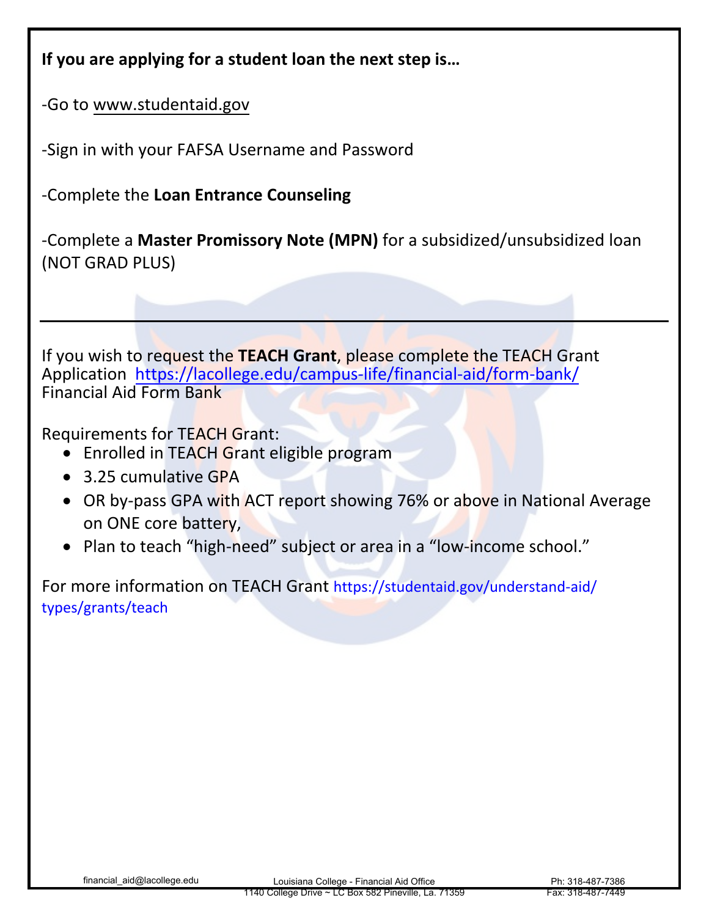**If you are applying for a student loan the next step is…**

-Go to www.studentaid.gov

-Sign in with your FAFSA Username and Password

-Complete the **Loan Entrance Counseling**

-Complete a **Master Promissory Note (MPN)** for a subsidized/unsubsidized loan (NOT GRAD PLUS)

---

If you wish to request the **TEACH Grant**, please complete the TEACH Grant Application https://lacollege.edu/campus-life/financial-aid/form-bank/ Financial Aid Form Bank

Requirements for TEACH Grant:

- Enrolled in TEACH Grant eligible program
- 3.25 cumulative GPA
- OR by-pass GPA with ACT report showing 76% or above in National Average on ONE core battery,
- Plan to teach "high-need" subject or area in a "low-income school."

For more information on TEACH Grant https://studentaid.gov/understand-aid/types/grants/teach

financial_aid@lacollege.edu | Louisiana College - Financial Aid Office | 1140 College Drive ~ LC Box 582 Pineville, La. 71359 | Ph: 318-487-7386 | Fax: 318-487-7449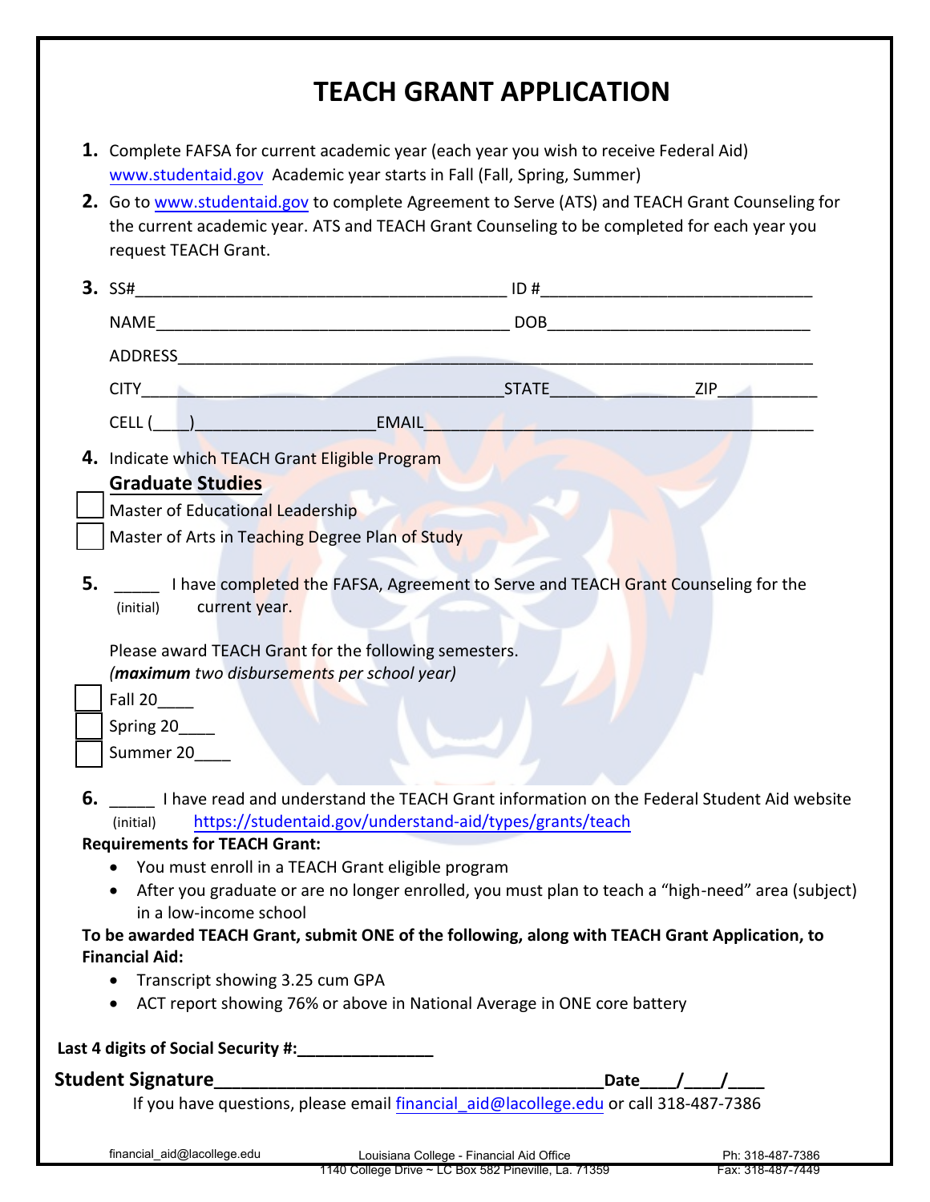# TEACH GRANT APPLICATION

1. Complete FAFSA for current academic year (each year you wish to receive Federal Aid) www.studentaid.gov Academic year starts in Fall (Fall, Spring, Summer)
2. Go to www.studentaid.gov to complete Agreement to Serve (ATS) and TEACH Grant Counseling for the current academic year. ATS and TEACH Grant Counseling to be completed for each year you request TEACH Grant.
3. SS#________________________________________ ID #______________________________

   NAME________________________________________ DOB_____________________________

   ADDRESS_______________________________________________________________________

   CITY________________________________________STATE_______________ZIP___________

   CELL (____)____________________EMAIL__________________________________________

4. Indicate which TEACH Grant Eligible Program

   **Graduate Studies**

   ☐ Master of Educational Leadership

   ☐ Master of Arts in Teaching Degree Plan of Study

5. _____ (initial) I have completed the FAFSA, Agreement to Serve and TEACH Grant Counseling for the current year.

   Please award TEACH Grant for the following semesters.
   *(**maximum** two disbursements per school year)*

   ☐ Fall 20____

   ☐ Spring 20____

   ☐ Summer 20____

6. _____ (initial) I have read and understand the TEACH Grant information on the Federal Student Aid website https://studentaid.gov/understand-aid/types/grants/teach

**Requirements for TEACH Grant:**

- You must enroll in a TEACH Grant eligible program
- After you graduate or are no longer enrolled, you must plan to teach a "high-need" area (subject) in a low-income school

**To be awarded TEACH Grant, submit ONE of the following, along with TEACH Grant Application, to Financial Aid:**

- Transcript showing 3.25 cum GPA
- ACT report showing 76% or above in National Average in ONE core battery

**Last 4 digits of Social Security #:_______________**

**Student Signature**_________________________________________**Date**____/____/____

If you have questions, please email financial_aid@lacollege.edu or call 318-487-7386

financial_aid@lacollege.edu — Louisiana College - Financial Aid Office, 1140 College Drive ~ LC Box 582 Pineville, La. 71359 — Ph: 318-487-7386, Fax: 318-487-7449